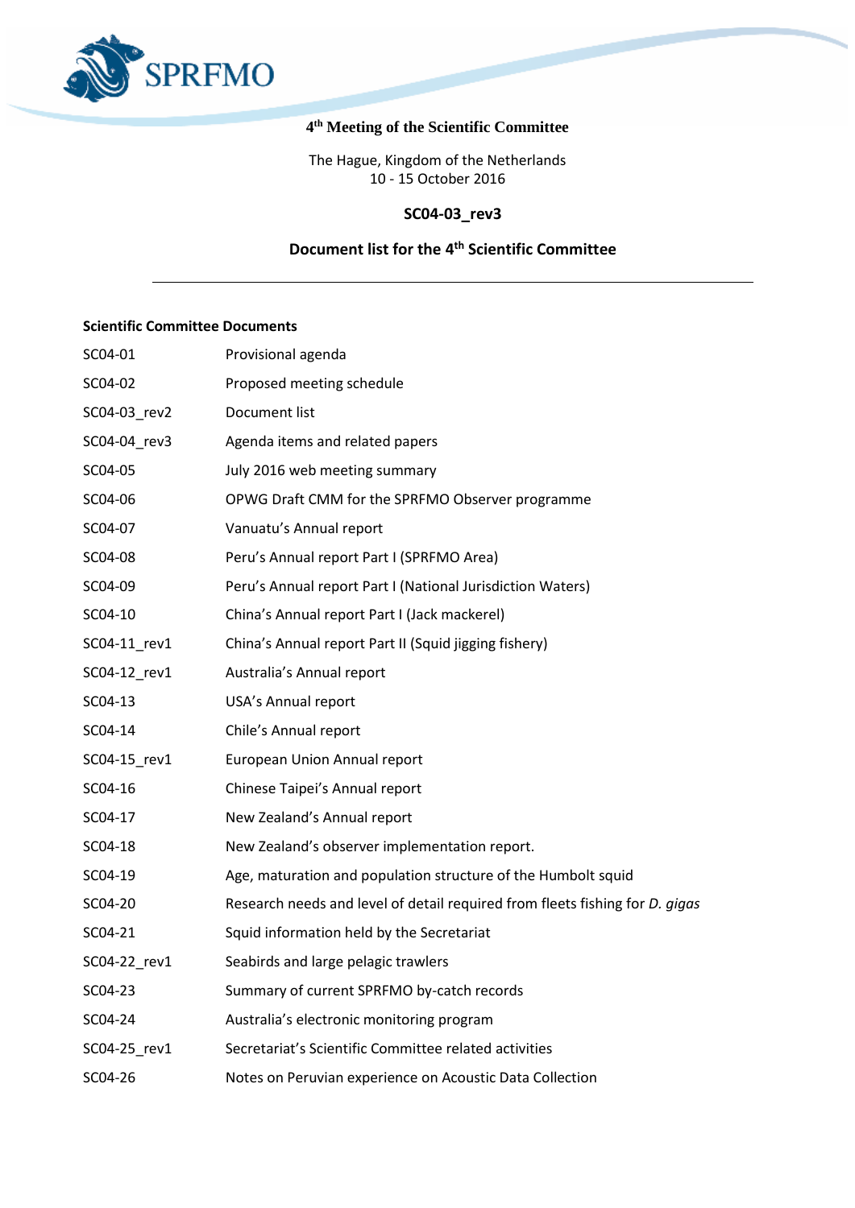SPRFMO

## 4th Meeting of the Scientific Committee

The Hague, Kingdom of the Netherlands
10 - 15 October 2016

**SC04-03_rev3**

**Document list for the 4th Scientific Committee**

---

**Scientific Committee Documents**

| | |
|---|---|
| SC04-01 | Provisional agenda |
| SC04-02 | Proposed meeting schedule |
| SC04-03_rev2 | Document list |
| SC04-04_rev3 | Agenda items and related papers |
| SC04-05 | July 2016 web meeting summary |
| SC04-06 | OPWG Draft CMM for the SPRFMO Observer programme |
| SC04-07 | Vanuatu's Annual report |
| SC04-08 | Peru's Annual report Part I (SPRFMO Area) |
| SC04-09 | Peru's Annual report Part I (National Jurisdiction Waters) |
| SC04-10 | China's Annual report Part I (Jack mackerel) |
| SC04-11_rev1 | China's Annual report Part II (Squid jigging fishery) |
| SC04-12_rev1 | Australia's Annual report |
| SC04-13 | USA's Annual report |
| SC04-14 | Chile's Annual report |
| SC04-15_rev1 | European Union Annual report |
| SC04-16 | Chinese Taipei's Annual report |
| SC04-17 | New Zealand's Annual report |
| SC04-18 | New Zealand's observer implementation report. |
| SC04-19 | Age, maturation and population structure of the Humbolt squid |
| SC04-20 | Research needs and level of detail required from fleets fishing for *D. gigas* |
| SC04-21 | Squid information held by the Secretariat |
| SC04-22_rev1 | Seabirds and large pelagic trawlers |
| SC04-23 | Summary of current SPRFMO by-catch records |
| SC04-24 | Australia's electronic monitoring program |
| SC04-25_rev1 | Secretariat's Scientific Committee related activities |
| SC04-26 | Notes on Peruvian experience on Acoustic Data Collection |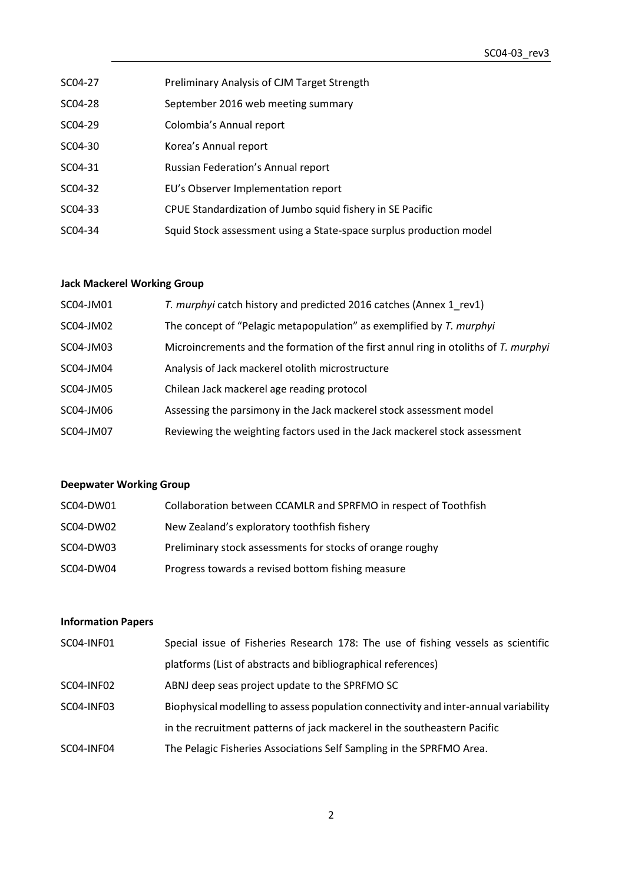| | |
|---|---|
| SC04-27 | Preliminary Analysis of CJM Target Strength |
| SC04-28 | September 2016 web meeting summary |
| SC04-29 | Colombia's Annual report |
| SC04-30 | Korea's Annual report |
| SC04-31 | Russian Federation's Annual report |
| SC04-32 | EU's Observer Implementation report |
| SC04-33 | CPUE Standardization of Jumbo squid fishery in SE Pacific |
| SC04-34 | Squid Stock assessment using a State-space surplus production model |

**Jack Mackerel Working Group**

| | |
|---|---|
| SC04-JM01 | *T. murphyi* catch history and predicted 2016 catches (Annex 1_rev1) |
| SC04-JM02 | The concept of "Pelagic metapopulation" as exemplified by *T. murphyi* |
| SC04-JM03 | Microincrements and the formation of the first annul ring in otoliths of *T. murphyi* |
| SC04-JM04 | Analysis of Jack mackerel otolith microstructure |
| SC04-JM05 | Chilean Jack mackerel age reading protocol |
| SC04-JM06 | Assessing the parsimony in the Jack mackerel stock assessment model |
| SC04-JM07 | Reviewing the weighting factors used in the Jack mackerel stock assessment |

**Deepwater Working Group**

| | |
|---|---|
| SC04-DW01 | Collaboration between CCAMLR and SPRFMO in respect of Toothfish |
| SC04-DW02 | New Zealand's exploratory toothfish fishery |
| SC04-DW03 | Preliminary stock assessments for stocks of orange roughy |
| SC04-DW04 | Progress towards a revised bottom fishing measure |

**Information Papers**

| | |
|---|---|
| SC04-INF01 | Special issue of Fisheries Research 178: The use of fishing vessels as scientific platforms (List of abstracts and bibliographical references) |
| SC04-INF02 | ABNJ deep seas project update to the SPRFMO SC |
| SC04-INF03 | Biophysical modelling to assess population connectivity and inter-annual variability in the recruitment patterns of jack mackerel in the southeastern Pacific |
| SC04-INF04 | The Pelagic Fisheries Associations Self Sampling in the SPRFMO Area. |